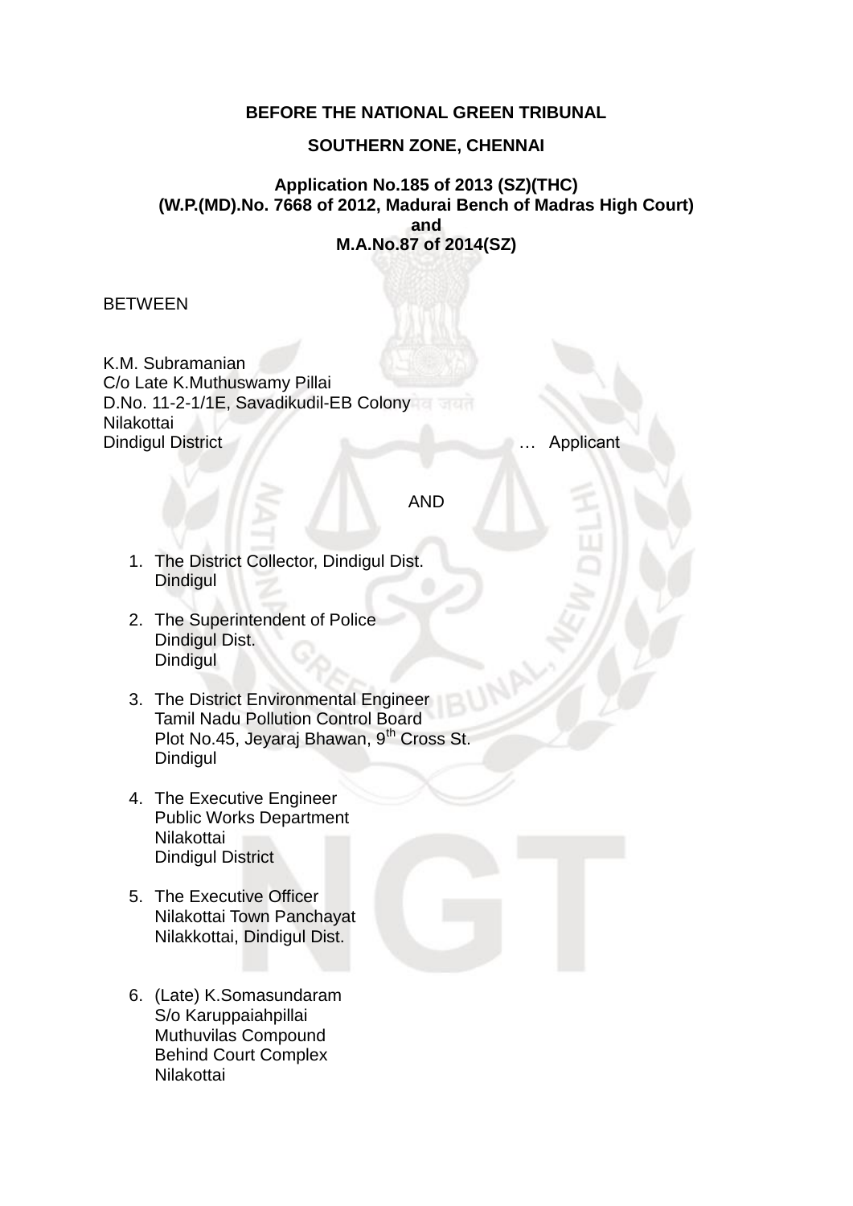**BEFORE THE NATIONAL GREEN TRIBUNAL**

**SOUTHERN ZONE, CHENNAI**

**Application No.185 of 2013 (SZ)(THC)**
**(W.P.(MD).No. 7668 of 2012, Madurai Bench of Madras High Court)**
**and**
**M.A.No.87 of 2014(SZ)**

BETWEEN

K.M. Subramanian
C/o Late K.Muthuswamy Pillai
D.No. 11-2-1/1E, Savadikudil-EB Colony
Nilakottai
Dindigul District … Applicant

AND

1. The District Collector, Dindigul Dist.
   Dindigul

2. The Superintendent of Police
   Dindigul Dist.
   Dindigul

3. The District Environmental Engineer
   Tamil Nadu Pollution Control Board
   Plot No.45, Jeyaraj Bhawan, 9th Cross St.
   Dindigul

4. The Executive Engineer
   Public Works Department
   Nilakottai
   Dindigul District

5. The Executive Officer
   Nilakottai Town Panchayat
   Nilakkottai, Dindigul Dist.

6. (Late) K.Somasundaram
   S/o Karuppaiahpillai
   Muthuvilas Compound
   Behind Court Complex
   Nilakottai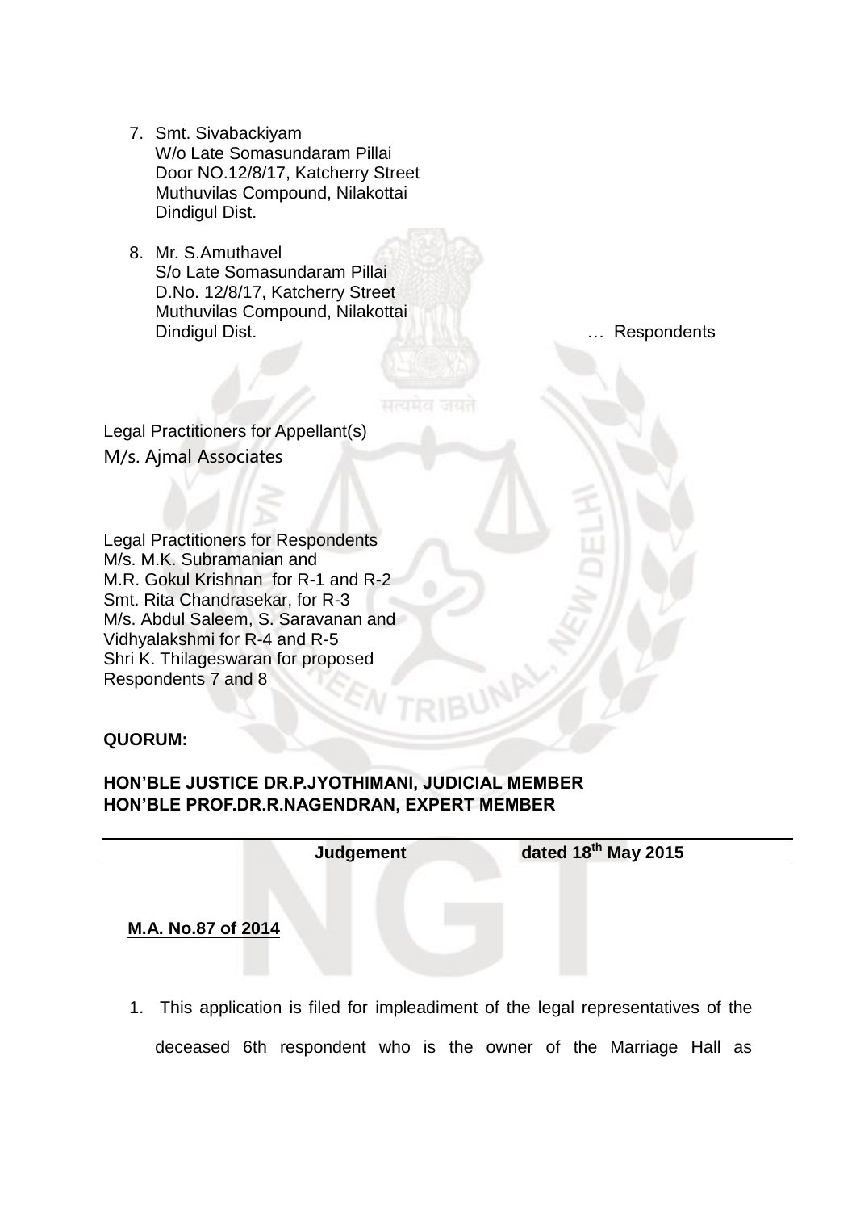7. Smt. Sivabackiyam
   W/o Late Somasundaram Pillai
   Door NO.12/8/17, Katcherry Street
   Muthuvilas Compound, Nilakottai
   Dindigul Dist.

8. Mr. S.Amuthavel
   S/o Late Somasundaram Pillai
   D.No. 12/8/17, Katcherry Street
   Muthuvilas Compound, Nilakottai
   Dindigul Dist. … Respondents

Legal Practitioners for Appellant(s)
M/s. Ajmal Associates

Legal Practitioners for Respondents
M/s. M.K. Subramanian and
M.R. Gokul Krishnan for R-1 and R-2
Smt. Rita Chandrasekar, for R-3
M/s. Abdul Saleem, S. Saravanan and
Vidhyalakshmi for R-4 and R-5
Shri K. Thilageswaran for proposed
Respondents 7 and 8

**QUORUM:**

**HON'BLE JUSTICE DR.P.JYOTHIMANI, JUDICIAL MEMBER**
**HON'BLE PROF.DR.R.NAGENDRAN, EXPERT MEMBER**

| **Judgement** | **dated 18th May 2015** |
|---|---|

**M.A. No.87 of 2014**

1. This application is filed for impleadiment of the legal representatives of the deceased 6th respondent who is the owner of the Marriage Hall as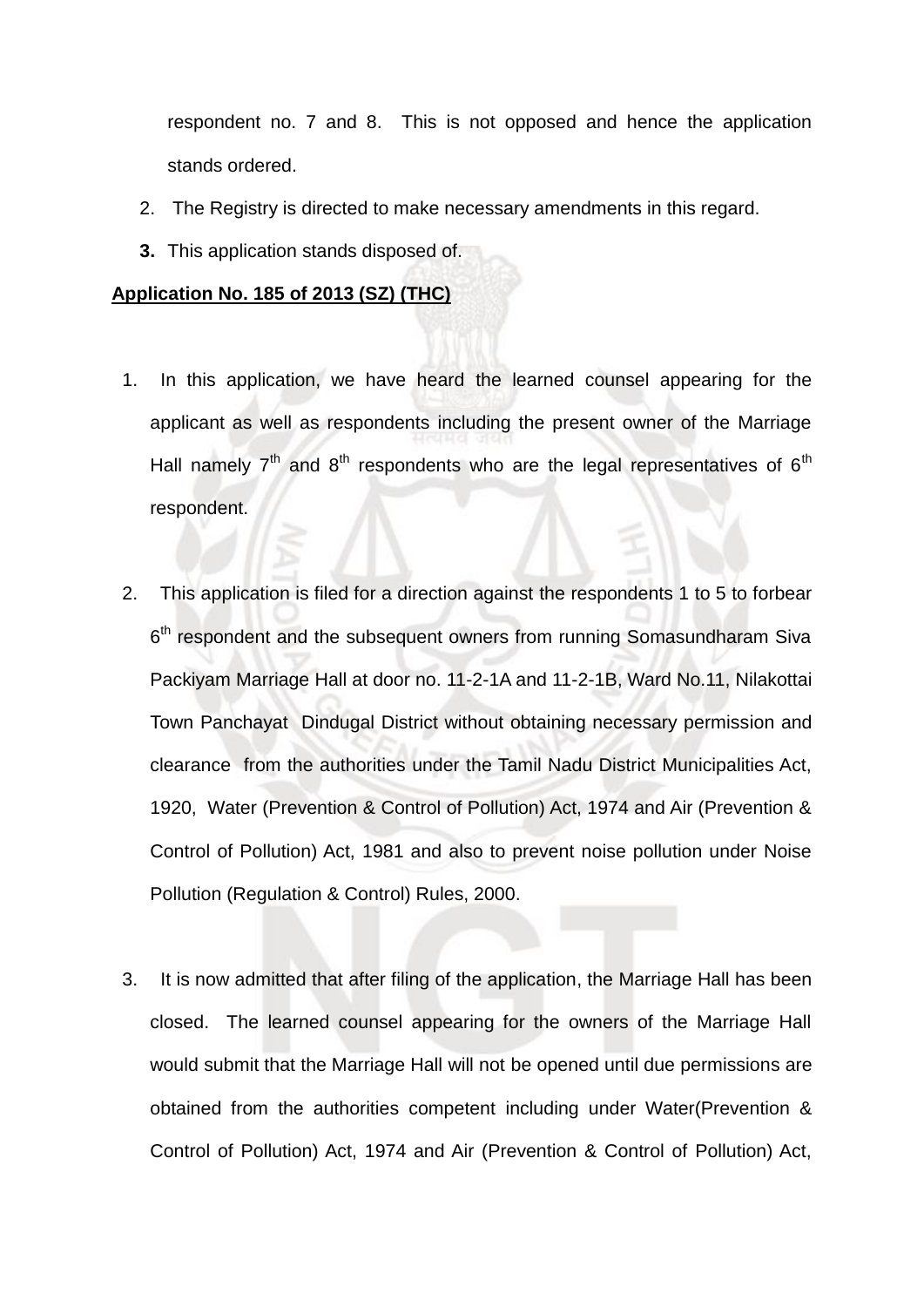respondent no. 7 and 8. This is not opposed and hence the application stands ordered.

2. The Registry is directed to make necessary amendments in this regard.

3. This application stands disposed of.

**Application No. 185 of 2013 (SZ) (THC)**

1. In this application, we have heard the learned counsel appearing for the applicant as well as respondents including the present owner of the Marriage Hall namely 7th and 8th respondents who are the legal representatives of 6th respondent.

2. This application is filed for a direction against the respondents 1 to 5 to forbear 6th respondent and the subsequent owners from running Somasundharam Siva Packiyam Marriage Hall at door no. 11-2-1A and 11-2-1B, Ward No.11, Nilakottai Town Panchayat Dindugal District without obtaining necessary permission and clearance from the authorities under the Tamil Nadu District Municipalities Act, 1920, Water (Prevention & Control of Pollution) Act, 1974 and Air (Prevention & Control of Pollution) Act, 1981 and also to prevent noise pollution under Noise Pollution (Regulation & Control) Rules, 2000.

3. It is now admitted that after filing of the application, the Marriage Hall has been closed. The learned counsel appearing for the owners of the Marriage Hall would submit that the Marriage Hall will not be opened until due permissions are obtained from the authorities competent including under Water(Prevention & Control of Pollution) Act, 1974 and Air (Prevention & Control of Pollution) Act,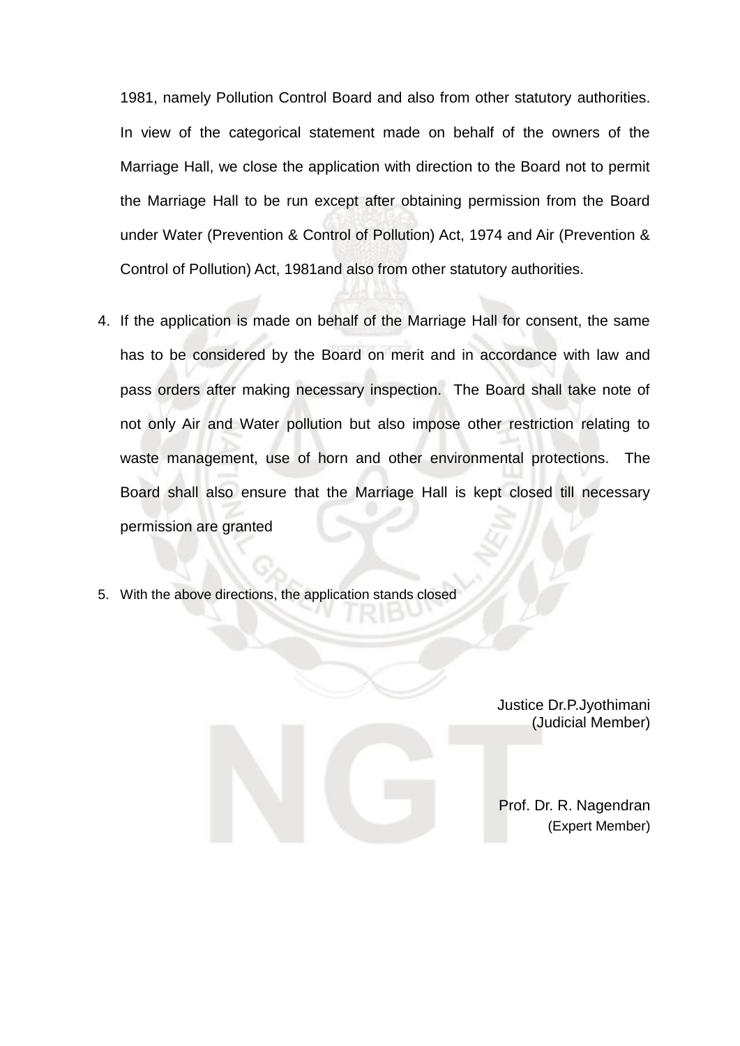1981, namely Pollution Control Board and also from other statutory authorities. In view of the categorical statement made on behalf of the owners of the Marriage Hall, we close the application with direction to the Board not to permit the Marriage Hall to be run except after obtaining permission from the Board under Water (Prevention & Control of Pollution) Act, 1974 and Air (Prevention & Control of Pollution) Act, 1981and also from other statutory authorities.

4. If the application is made on behalf of the Marriage Hall for consent, the same has to be considered by the Board on merit and in accordance with law and pass orders after making necessary inspection. The Board shall take note of not only Air and Water pollution but also impose other restriction relating to waste management, use of horn and other environmental protections. The Board shall also ensure that the Marriage Hall is kept closed till necessary permission are granted

5. With the above directions, the application stands closed

Justice Dr.P.Jyothimani
(Judicial Member)

Prof. Dr. R. Nagendran
(Expert Member)